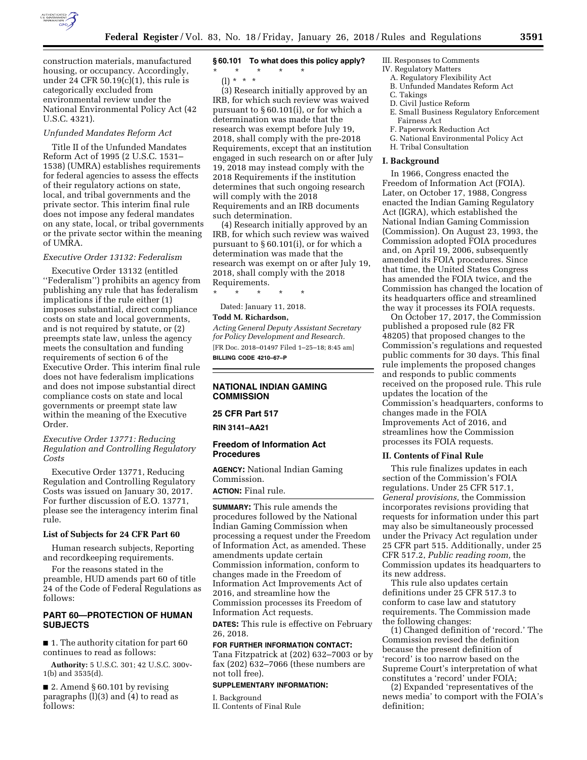construction materials, manufactured housing, or occupancy. Accordingly, under 24 CFR 50.19(c)(1), this rule is categorically excluded from environmental review under the National Environmental Policy Act (42 U.S.C. 4321).

*Unfunded Mandates Reform Act*

Title II of the Unfunded Mandates Reform Act of 1995 (2 U.S.C. 1531–1538) (UMRA) establishes requirements for federal agencies to assess the effects of their regulatory actions on state, local, and tribal governments and the private sector. This interim final rule does not impose any federal mandates on any state, local, or tribal governments or the private sector within the meaning of UMRA.

*Executive Order 13132: Federalism*

Executive Order 13132 (entitled ''Federalism'') prohibits an agency from publishing any rule that has federalism implications if the rule either (1) imposes substantial, direct compliance costs on state and local governments, and is not required by statute, or (2) preempts state law, unless the agency meets the consultation and funding requirements of section 6 of the Executive Order. This interim final rule does not have federalism implications and does not impose substantial direct compliance costs on state and local governments or preempt state law within the meaning of the Executive Order.

*Executive Order 13771: Reducing Regulation and Controlling Regulatory Costs*

Executive Order 13771, Reducing Regulation and Controlling Regulatory Costs was issued on January 30, 2017. For further discussion of E.O. 13771, please see the interagency interim final rule.

**List of Subjects for 24 CFR Part 60**

Human research subjects, Reporting and recordkeeping requirements.

For the reasons stated in the preamble, HUD amends part 60 of title 24 of the Code of Federal Regulations as follows:

## PART 60—PROTECTION OF HUMAN SUBJECTS

■ 1. The authority citation for part 60 continues to read as follows:

**Authority:** 5 U.S.C. 301; 42 U.S.C. 300v-1(b) and 3535(d).

■ 2. Amend § 60.101 by revising paragraphs (l)(3) and (4) to read as follows:

**§ 60.101 To what does this policy apply?**

\* \* \* \* \*

(l) \* \* \*

(3) Research initially approved by an IRB, for which such review was waived pursuant to § 60.101(i), or for which a determination was made that the research was exempt before July 19, 2018, shall comply with the pre-2018 Requirements, except that an institution engaged in such research on or after July 19, 2018 may instead comply with the 2018 Requirements if the institution determines that such ongoing research will comply with the 2018 Requirements and an IRB documents such determination.

(4) Research initially approved by an IRB, for which such review was waived pursuant to § 60.101(i), or for which a determination was made that the research was exempt on or after July 19, 2018, shall comply with the 2018 Requirements.

\* \* \* \* \*

Dated: January 11, 2018.

**Todd M. Richardson,**

*Acting General Deputy Assistant Secretary for Policy Development and Research.*

[FR Doc. 2018–01497 Filed 1–25–18; 8:45 am]

**BILLING CODE 4210–67–P**

## NATIONAL INDIAN GAMING COMMISSION

## 25 CFR Part 517

**RIN 3141–AA21**

## Freedom of Information Act Procedures

**AGENCY:** National Indian Gaming Commission.

**ACTION:** Final rule.

**SUMMARY:** This rule amends the procedures followed by the National Indian Gaming Commission when processing a request under the Freedom of Information Act, as amended. These amendments update certain Commission information, conform to changes made in the Freedom of Information Act Improvements Act of 2016, and streamline how the Commission processes its Freedom of Information Act requests.

**DATES:** This rule is effective on February 26, 2018.

**FOR FURTHER INFORMATION CONTACT:** Tana Fitzpatrick at (202) 632–7003 or by fax (202) 632–7066 (these numbers are not toll free).

**SUPPLEMENTARY INFORMATION:**

I. Background
II. Contents of Final Rule
III. Responses to Comments
IV. Regulatory Matters
  A. Regulatory Flexibility Act
  B. Unfunded Mandates Reform Act
  C. Takings
  D. Civil Justice Reform
  E. Small Business Regulatory Enforcement Fairness Act
  F. Paperwork Reduction Act
  G. National Environmental Policy Act
  H. Tribal Consultation

### I. Background

In 1966, Congress enacted the Freedom of Information Act (FOIA). Later, on October 17, 1988, Congress enacted the Indian Gaming Regulatory Act (IGRA), which established the National Indian Gaming Commission (Commission). On August 23, 1993, the Commission adopted FOIA procedures and, on April 19, 2006, subsequently amended its FOIA procedures. Since that time, the United States Congress has amended the FOIA twice, and the Commission has changed the location of its headquarters office and streamlined the way it processes its FOIA requests.

On October 17, 2017, the Commission published a proposed rule (82 FR 48205) that proposed changes to the Commission's regulations and requested public comments for 30 days. This final rule implements the proposed changes and responds to public comments received on the proposed rule. This rule updates the location of the Commission's headquarters, conforms to changes made in the FOIA Improvements Act of 2016, and streamlines how the Commission processes its FOIA requests.

### II. Contents of Final Rule

This rule finalizes updates in each section of the Commission's FOIA regulations. Under 25 CFR 517.1, *General provisions,* the Commission incorporates revisions providing that requests for information under this part may also be simultaneously processed under the Privacy Act regulation under 25 CFR part 515. Additionally, under 25 CFR 517.2, *Public reading room,* the Commission updates its headquarters to its new address.

This rule also updates certain definitions under 25 CFR 517.3 to conform to case law and statutory requirements. The Commission made the following changes:

(1) Changed definition of 'record.' The Commission revised the definition because the present definition of 'record' is too narrow based on the Supreme Court's interpretation of what constitutes a 'record' under FOIA;

(2) Expanded 'representatives of the news media' to comport with the FOIA's definition;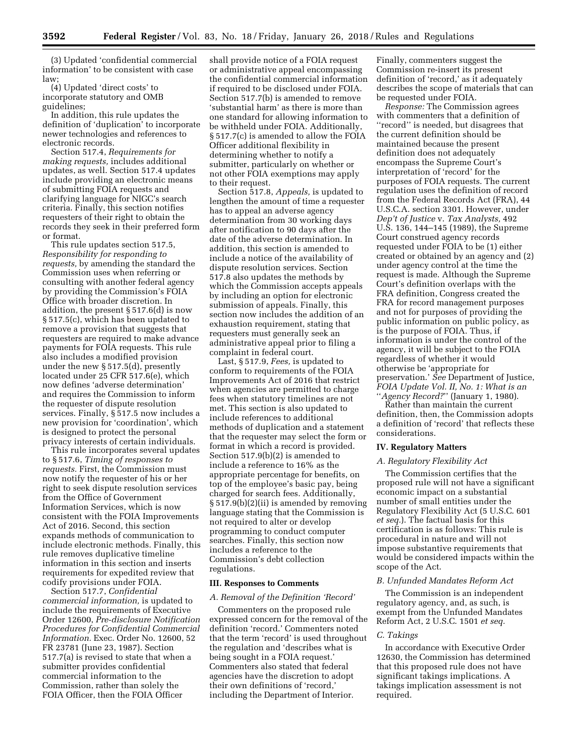(3) Updated 'confidential commercial information' to be consistent with case law;

(4) Updated 'direct costs' to incorporate statutory and OMB guidelines;

In addition, this rule updates the definition of 'duplication' to incorporate newer technologies and references to electronic records.

Section 517.4, *Requirements for making requests,* includes additional updates, as well. Section 517.4 updates include providing an electronic means of submitting FOIA requests and clarifying language for NIGC's search criteria. Finally, this section notifies requesters of their right to obtain the records they seek in their preferred form or format.

This rule updates section 517.5, *Responsibility for responding to requests,* by amending the standard the Commission uses when referring or consulting with another federal agency by providing the Commission's FOIA Office with broader discretion. In addition, the present § 517.6(d) is now § 517.5(c), which has been updated to remove a provision that suggests that requesters are required to make advance payments for FOIA requests. This rule also includes a modified provision under the new § 517.5(d), presently located under 25 CFR 517.6(e), which now defines 'adverse determination' and requires the Commission to inform the requester of dispute resolution services. Finally, § 517.5 now includes a new provision for 'coordination', which is designed to protect the personal privacy interests of certain individuals.

This rule incorporates several updates to § 517.6, *Timing of responses to requests.* First, the Commission must now notify the requester of his or her right to seek dispute resolution services from the Office of Government Information Services, which is now consistent with the FOIA Improvements Act of 2016. Second, this section expands methods of communication to include electronic methods. Finally, this rule removes duplicative timeline information in this section and inserts requirements for expedited review that codify provisions under FOIA.

Section 517.7, *Confidential commercial information,* is updated to include the requirements of Executive Order 12600, *Pre-disclosure Notification Procedures for Confidential Commercial Information.* Exec. Order No. 12600, 52 FR 23781 (June 23, 1987). Section 517.7(a) is revised to state that when a submitter provides confidential commercial information to the Commission, rather than solely the FOIA Officer, then the FOIA Officer shall provide notice of a FOIA request or administrative appeal encompassing the confidential commercial information if required to be disclosed under FOIA. Section 517.7(b) is amended to remove 'substantial harm' as there is more than one standard for allowing information to be withheld under FOIA. Additionally, § 517.7(c) is amended to allow the FOIA Officer additional flexibility in determining whether to notify a submitter, particularly on whether or not other FOIA exemptions may apply to their request.

Section 517.8, *Appeals,* is updated to lengthen the amount of time a requester has to appeal an adverse agency determination from 30 working days after notification to 90 days after the date of the adverse determination. In addition, this section is amended to include a notice of the availability of dispute resolution services. Section 517.8 also updates the methods by which the Commission accepts appeals by including an option for electronic submission of appeals. Finally, this section now includes the addition of an exhaustion requirement, stating that requesters must generally seek an administrative appeal prior to filing a complaint in federal court.

Last, § 517.9, *Fees,* is updated to conform to requirements of the FOIA Improvements Act of 2016 that restrict when agencies are permitted to charge fees when statutory timelines are not met. This section is also updated to include references to additional methods of duplication and a statement that the requester may select the form or format in which a record is provided. Section 517.9(b)(2) is amended to include a reference to 16% as the appropriate percentage for benefits, on top of the employee's basic pay, being charged for search fees. Additionally, § 517.9(b)(2)(ii) is amended by removing language stating that the Commission is not required to alter or develop programming to conduct computer searches. Finally, this section now includes a reference to the Commission's debt collection regulations.

## III. Responses to Comments

### A. Removal of the Definition 'Record'

Commenters on the proposed rule expressed concern for the removal of the definition 'record.' Commenters noted that the term 'record' is used throughout the regulation and 'describes what is being sought in a FOIA request.' Commenters also stated that federal agencies have the discretion to adopt their own definitions of 'record,' including the Department of Interior. Finally, commenters suggest the Commission re-insert its present definition of 'record,' as it adequately describes the scope of materials that can be requested under FOIA.

*Response:* The Commission agrees with commenters that a definition of "record" is needed, but disagrees that the current definition should be maintained because the present definition does not adequately encompass the Supreme Court's interpretation of 'record' for the purposes of FOIA requests. The current regulation uses the definition of record from the Federal Records Act (FRA), 44 U.S.C.A. section 3301. However, under *Dep't of Justice* v. *Tax Analysts,* 492 U.S. 136, 144–145 (1989), the Supreme Court construed agency records requested under FOIA to be (1) either created or obtained by an agency and (2) under agency control at the time the request is made. Although the Supreme Court's definition overlaps with the FRA definition, Congress created the FRA for record management purposes and not for purposes of providing the public information on public policy, as is the purpose of FOIA. Thus, if information is under the control of the agency, it will be subject to the FOIA regardless of whether it would otherwise be 'appropriate for preservation.' *See* Department of Justice, *FOIA Update Vol. II, No. 1: What is an "Agency Record?"* (January 1, 1980).

Rather than maintain the current definition, then, the Commission adopts a definition of 'record' that reflects these considerations.

## IV. Regulatory Matters

### A. Regulatory Flexibility Act

The Commission certifies that the proposed rule will not have a significant economic impact on a substantial number of small entities under the Regulatory Flexibility Act (5 U.S.C. 601 *et seq.*). The factual basis for this certification is as follows: This rule is procedural in nature and will not impose substantive requirements that would be considered impacts within the scope of the Act.

### B. Unfunded Mandates Reform Act

The Commission is an independent regulatory agency, and, as such, is exempt from the Unfunded Mandates Reform Act, 2 U.S.C. 1501 *et seq.*

### C. Takings

In accordance with Executive Order 12630, the Commission has determined that this proposed rule does not have significant takings implications. A takings implication assessment is not required.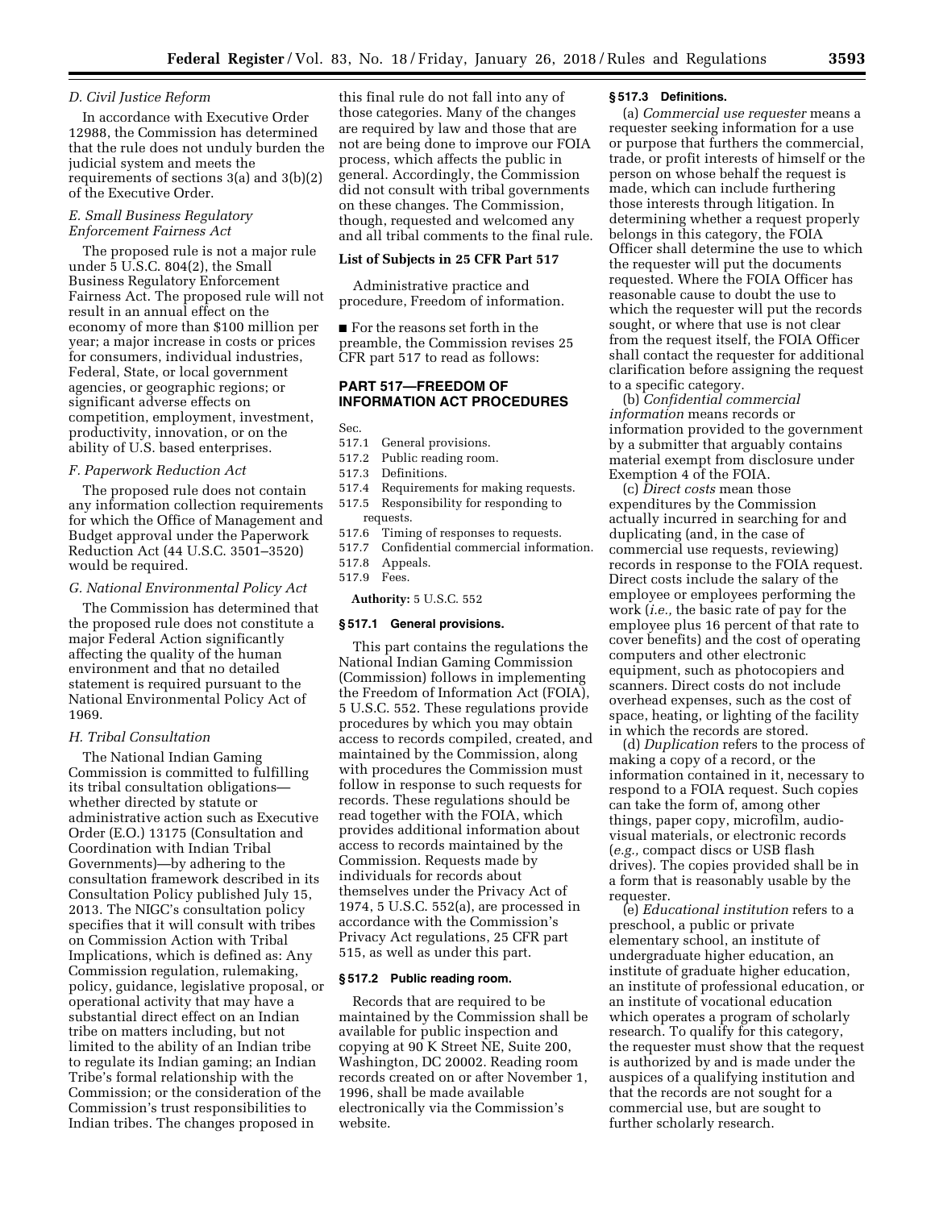### D. Civil Justice Reform

In accordance with Executive Order 12988, the Commission has determined that the rule does not unduly burden the judicial system and meets the requirements of sections 3(a) and 3(b)(2) of the Executive Order.

### E. Small Business Regulatory Enforcement Fairness Act

The proposed rule is not a major rule under 5 U.S.C. 804(2), the Small Business Regulatory Enforcement Fairness Act. The proposed rule will not result in an annual effect on the economy of more than $100 million per year; a major increase in costs or prices for consumers, individual industries, Federal, State, or local government agencies, or geographic regions; or significant adverse effects on competition, employment, investment, productivity, innovation, or on the ability of U.S. based enterprises.

### F. Paperwork Reduction Act

The proposed rule does not contain any information collection requirements for which the Office of Management and Budget approval under the Paperwork Reduction Act (44 U.S.C. 3501–3520) would be required.

### G. National Environmental Policy Act

The Commission has determined that the proposed rule does not constitute a major Federal Action significantly affecting the quality of the human environment and that no detailed statement is required pursuant to the National Environmental Policy Act of 1969.

### H. Tribal Consultation

The National Indian Gaming Commission is committed to fulfilling its tribal consultation obligations—whether directed by statute or administrative action such as Executive Order (E.O.) 13175 (Consultation and Coordination with Indian Tribal Governments)—by adhering to the consultation framework described in its Consultation Policy published July 15, 2013. The NIGC's consultation policy specifies that it will consult with tribes on Commission Action with Tribal Implications, which is defined as: Any Commission regulation, rulemaking, policy, guidance, legislative proposal, or operational activity that may have a substantial direct effect on an Indian tribe on matters including, but not limited to the ability of an Indian tribe to regulate its Indian gaming; an Indian Tribe's formal relationship with the Commission; or the consideration of the Commission's trust responsibilities to Indian tribes. The changes proposed in this final rule do not fall into any of those categories. Many of the changes are required by law and those that are not are being done to improve our FOIA process, which affects the public in general. Accordingly, the Commission did not consult with tribal governments on these changes. The Commission, though, requested and welcomed any and all tribal comments to the final rule.

## List of Subjects in 25 CFR Part 517

Administrative practice and procedure, Freedom of information.

■ For the reasons set forth in the preamble, the Commission revises 25 CFR part 517 to read as follows:

## PART 517—FREEDOM OF INFORMATION ACT PROCEDURES

Sec.
- 517.1 General provisions.
- 517.2 Public reading room.
- 517.3 Definitions.
- 517.4 Requirements for making requests.
- 517.5 Responsibility for responding to requests.
- 517.6 Timing of responses to requests.
- 517.7 Confidential commercial information.
- 517.8 Appeals.
- 517.9 Fees.

**Authority:** 5 U.S.C. 552

### § 517.1 General provisions.

This part contains the regulations the National Indian Gaming Commission (Commission) follows in implementing the Freedom of Information Act (FOIA), 5 U.S.C. 552. These regulations provide procedures by which you may obtain access to records compiled, created, and maintained by the Commission, along with procedures the Commission must follow in response to such requests for records. These regulations should be read together with the FOIA, which provides additional information about access to records maintained by the Commission. Requests made by individuals for records about themselves under the Privacy Act of 1974, 5 U.S.C. 552(a), are processed in accordance with the Commission's Privacy Act regulations, 25 CFR part 515, as well as under this part.

### § 517.2 Public reading room.

Records that are required to be maintained by the Commission shall be available for public inspection and copying at 90 K Street NE, Suite 200, Washington, DC 20002. Reading room records created on or after November 1, 1996, shall be made available electronically via the Commission's website.

### § 517.3 Definitions.

(a) *Commercial use requester* means a requester seeking information for a use or purpose that furthers the commercial, trade, or profit interests of himself or the person on whose behalf the request is made, which can include furthering those interests through litigation. In determining whether a request properly belongs in this category, the FOIA Officer shall determine the use to which the requester will put the documents requested. Where the FOIA Officer has reasonable cause to doubt the use to which the requester will put the records sought, or where that use is not clear from the request itself, the FOIA Officer shall contact the requester for additional clarification before assigning the request to a specific category.

(b) *Confidential commercial information* means records or information provided to the government by a submitter that arguably contains material exempt from disclosure under Exemption 4 of the FOIA.

(c) *Direct costs* mean those expenditures by the Commission actually incurred in searching for and duplicating (and, in the case of commercial use requests, reviewing) records in response to the FOIA request. Direct costs include the salary of the employee or employees performing the work (*i.e.,* the basic rate of pay for the employee plus 16 percent of that rate to cover benefits) and the cost of operating computers and other electronic equipment, such as photocopiers and scanners. Direct costs do not include overhead expenses, such as the cost of space, heating, or lighting of the facility in which the records are stored.

(d) *Duplication* refers to the process of making a copy of a record, or the information contained in it, necessary to respond to a FOIA request. Such copies can take the form of, among other things, paper copy, microfilm, audio-visual materials, or electronic records (*e.g.,* compact discs or USB flash drives). The copies provided shall be in a form that is reasonably usable by the requester.

(e) *Educational institution* refers to a preschool, a public or private elementary school, an institute of undergraduate higher education, an institute of graduate higher education, an institute of professional education, or an institute of vocational education which operates a program of scholarly research. To qualify for this category, the requester must show that the request is authorized by and is made under the auspices of a qualifying institution and that the records are not sought for a commercial use, but are sought to further scholarly research.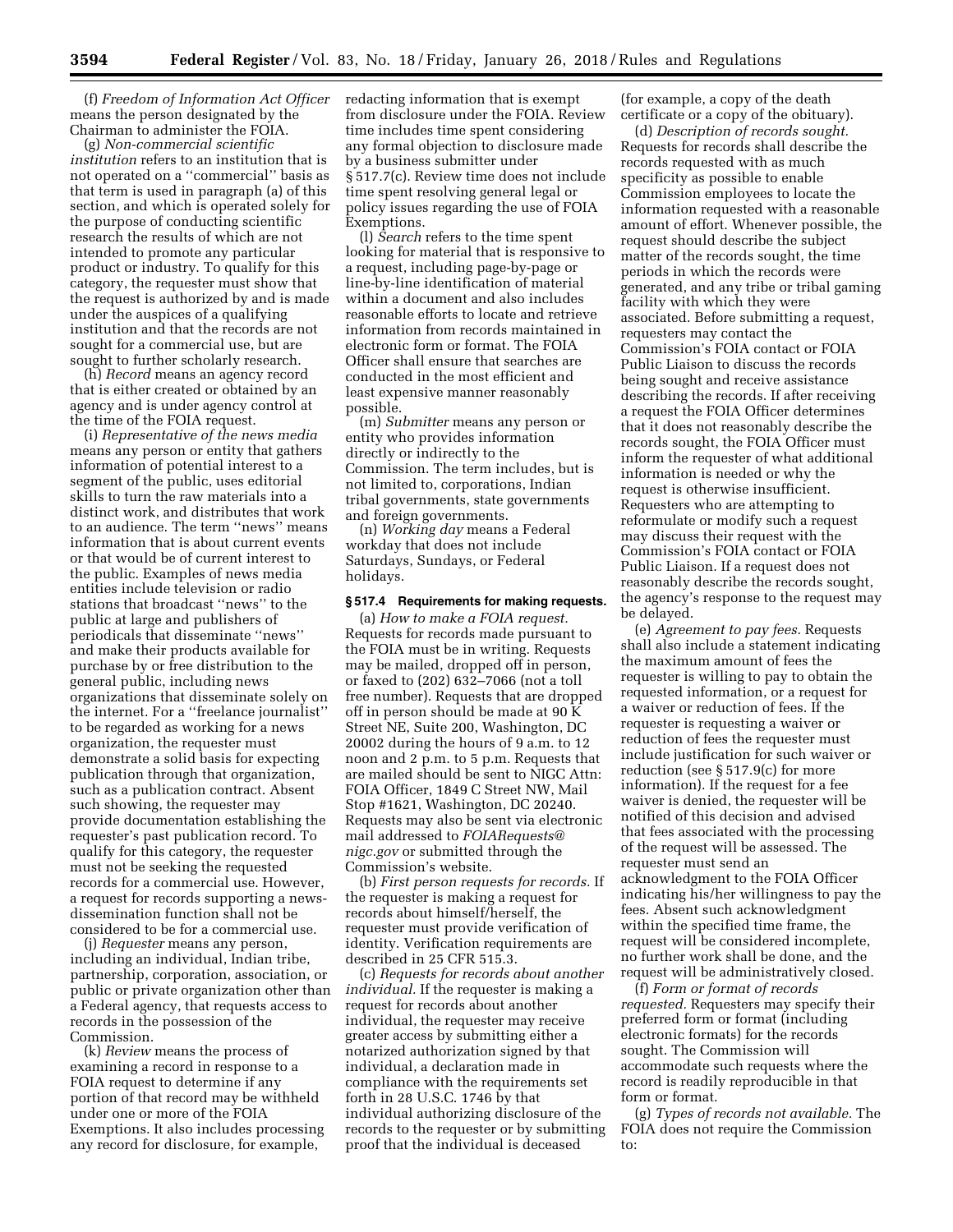(f) *Freedom of Information Act Officer* means the person designated by the Chairman to administer the FOIA.

(g) *Non-commercial scientific institution* refers to an institution that is not operated on a "commercial" basis as that term is used in paragraph (a) of this section, and which is operated solely for the purpose of conducting scientific research the results of which are not intended to promote any particular product or industry. To qualify for this category, the requester must show that the request is authorized by and is made under the auspices of a qualifying institution and that the records are not sought for a commercial use, but are sought to further scholarly research.

(h) *Record* means an agency record that is either created or obtained by an agency and is under agency control at the time of the FOIA request.

(i) *Representative of the news media* means any person or entity that gathers information of potential interest to a segment of the public, uses editorial skills to turn the raw materials into a distinct work, and distributes that work to an audience. The term "news" means information that is about current events or that would be of current interest to the public. Examples of news media entities include television or radio stations that broadcast "news" to the public at large and publishers of periodicals that disseminate "news" and make their products available for purchase by or free distribution to the general public, including news organizations that disseminate solely on the internet. For a "freelance journalist" to be regarded as working for a news organization, the requester must demonstrate a solid basis for expecting publication through that organization, such as a publication contract. Absent such showing, the requester may provide documentation establishing the requester's past publication record. To qualify for this category, the requester must not be seeking the requested records for a commercial use. However, a request for records supporting a news-dissemination function shall not be considered to be for a commercial use.

(j) *Requester* means any person, including an individual, Indian tribe, partnership, corporation, association, or public or private organization other than a Federal agency, that requests access to records in the possession of the Commission.

(k) *Review* means the process of examining a record in response to a FOIA request to determine if any portion of that record may be withheld under one or more of the FOIA Exemptions. It also includes processing any record for disclosure, for example, redacting information that is exempt from disclosure under the FOIA. Review time includes time spent considering any formal objection to disclosure made by a business submitter under § 517.7(c). Review time does not include time spent resolving general legal or policy issues regarding the use of FOIA Exemptions.

(l) *Search* refers to the time spent looking for material that is responsive to a request, including page-by-page or line-by-line identification of material within a document and also includes reasonable efforts to locate and retrieve information from records maintained in electronic form or format. The FOIA Officer shall ensure that searches are conducted in the most efficient and least expensive manner reasonably possible.

(m) *Submitter* means any person or entity who provides information directly or indirectly to the Commission. The term includes, but is not limited to, corporations, Indian tribal governments, state governments and foreign governments.

(n) *Working day* means a Federal workday that does not include Saturdays, Sundays, or Federal holidays.

### § 517.4 Requirements for making requests.

(a) *How to make a FOIA request.* Requests for records made pursuant to the FOIA must be in writing. Requests may be mailed, dropped off in person, or faxed to (202) 632–7066 (not a toll free number). Requests that are dropped off in person should be made at 90 K Street NE, Suite 200, Washington, DC 20002 during the hours of 9 a.m. to 12 noon and 2 p.m. to 5 p.m. Requests that are mailed should be sent to NIGC Attn: FOIA Officer, 1849 C Street NW, Mail Stop #1621, Washington, DC 20240. Requests may also be sent via electronic mail addressed to *FOIARequests@nigc.gov* or submitted through the Commission's website.

(b) *First person requests for records.* If the requester is making a request for records about himself/herself, the requester must provide verification of identity. Verification requirements are described in 25 CFR 515.3.

(c) *Requests for records about another individual.* If the requester is making a request for records about another individual, the requester may receive greater access by submitting either a notarized authorization signed by that individual, a declaration made in compliance with the requirements set forth in 28 U.S.C. 1746 by that individual authorizing disclosure of the records to the requester or by submitting proof that the individual is deceased (for example, a copy of the death certificate or a copy of the obituary).

(d) *Description of records sought.* Requests for records shall describe the records requested with as much specificity as possible to enable Commission employees to locate the information requested with a reasonable amount of effort. Whenever possible, the request should describe the subject matter of the records sought, the time periods in which the records were generated, and any tribe or tribal gaming facility with which they were associated. Before submitting a request, requesters may contact the Commission's FOIA contact or FOIA Public Liaison to discuss the records being sought and receive assistance describing the records. If after receiving a request the FOIA Officer determines that it does not reasonably describe the records sought, the FOIA Officer must inform the requester of what additional information is needed or why the request is otherwise insufficient. Requesters who are attempting to reformulate or modify such a request may discuss their request with the Commission's FOIA contact or FOIA Public Liaison. If a request does not reasonably describe the records sought, the agency's response to the request may be delayed.

(e) *Agreement to pay fees.* Requests shall also include a statement indicating the maximum amount of fees the requester is willing to pay to obtain the requested information, or a request for a waiver or reduction of fees. If the requester is requesting a waiver or reduction of fees the requester must include justification for such waiver or reduction (see § 517.9(c) for more information). If the request for a fee waiver is denied, the requester will be notified of this decision and advised that fees associated with the processing of the request will be assessed. The requester must send an acknowledgment to the FOIA Officer indicating his/her willingness to pay the fees. Absent such acknowledgment within the specified time frame, the request will be considered incomplete, no further work shall be done, and the request will be administratively closed.

(f) *Form or format of records requested.* Requesters may specify their preferred form or format (including electronic formats) for the records sought. The Commission will accommodate such requests where the record is readily reproducible in that form or format.

(g) *Types of records not available.* The FOIA does not require the Commission to: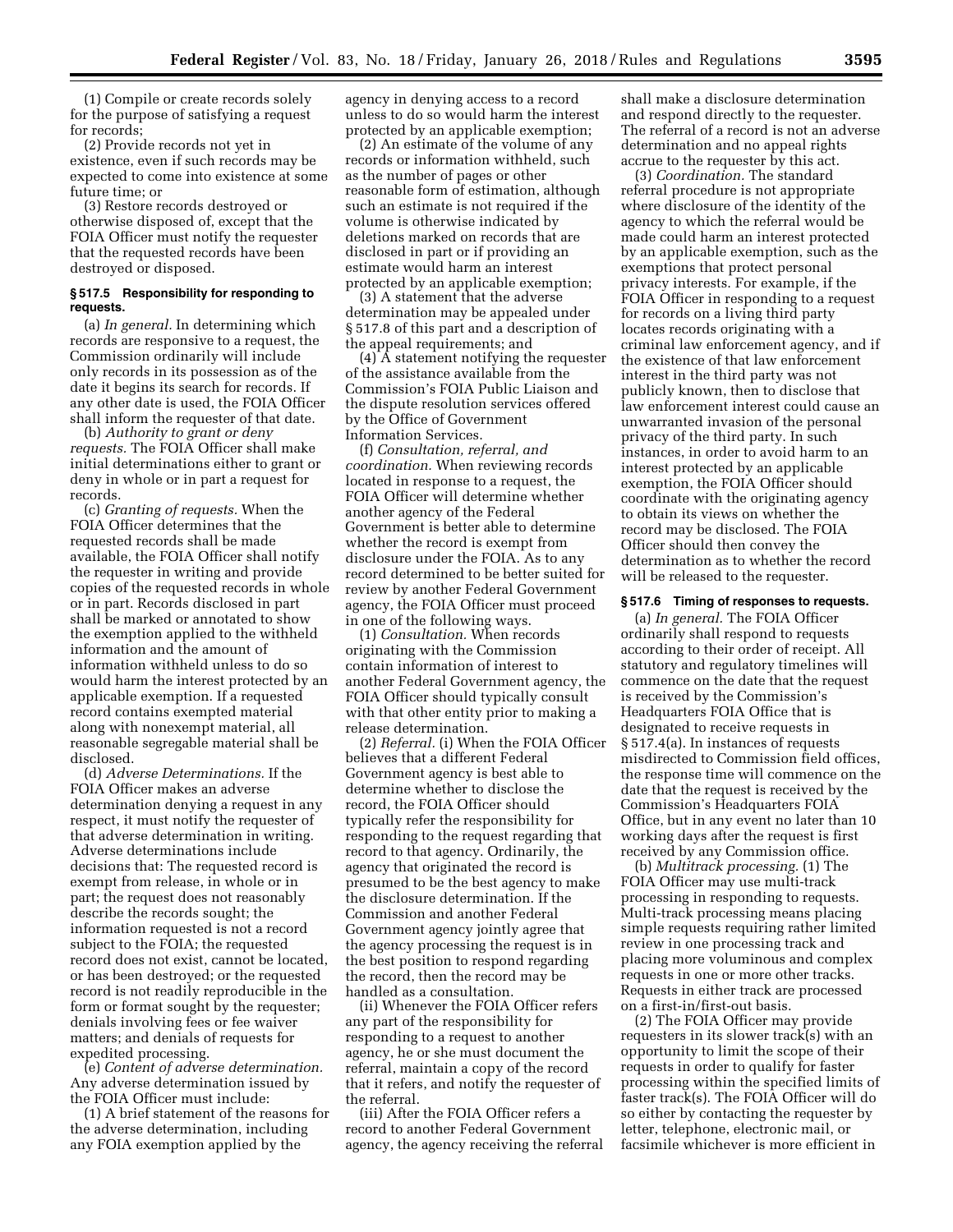(1) Compile or create records solely for the purpose of satisfying a request for records;

(2) Provide records not yet in existence, even if such records may be expected to come into existence at some future time; or

(3) Restore records destroyed or otherwise disposed of, except that the FOIA Officer must notify the requester that the requested records have been destroyed or disposed.

### § 517.5 Responsibility for responding to requests.

(a) *In general.* In determining which records are responsive to a request, the Commission ordinarily will include only records in its possession as of the date it begins its search for records. If any other date is used, the FOIA Officer shall inform the requester of that date.

(b) *Authority to grant or deny requests.* The FOIA Officer shall make initial determinations either to grant or deny in whole or in part a request for records.

(c) *Granting of requests.* When the FOIA Officer determines that the requested records shall be made available, the FOIA Officer shall notify the requester in writing and provide copies of the requested records in whole or in part. Records disclosed in part shall be marked or annotated to show the exemption applied to the withheld information and the amount of information withheld unless to do so would harm the interest protected by an applicable exemption. If a requested record contains exempted material along with nonexempt material, all reasonable segregable material shall be disclosed.

(d) *Adverse Determinations.* If the FOIA Officer makes an adverse determination denying a request in any respect, it must notify the requester of that adverse determination in writing. Adverse determinations include decisions that: The requested record is exempt from release, in whole or in part; the request does not reasonably describe the records sought; the information requested is not a record subject to the FOIA; the requested record does not exist, cannot be located, or has been destroyed; or the requested record is not readily reproducible in the form or format sought by the requester; denials involving fees or fee waiver matters; and denials of requests for expedited processing.

(e) *Content of adverse determination.* Any adverse determination issued by the FOIA Officer must include:

(1) A brief statement of the reasons for the adverse determination, including any FOIA exemption applied by the agency in denying access to a record unless to do so would harm the interest protected by an applicable exemption;

(2) An estimate of the volume of any records or information withheld, such as the number of pages or other reasonable form of estimation, although such an estimate is not required if the volume is otherwise indicated by deletions marked on records that are disclosed in part or if providing an estimate would harm an interest protected by an applicable exemption;

(3) A statement that the adverse determination may be appealed under § 517.8 of this part and a description of the appeal requirements; and

(4) A statement notifying the requester of the assistance available from the Commission's FOIA Public Liaison and the dispute resolution services offered by the Office of Government Information Services.

(f) *Consultation, referral, and coordination.* When reviewing records located in response to a request, the FOIA Officer will determine whether another agency of the Federal Government is better able to determine whether the record is exempt from disclosure under the FOIA. As to any record determined to be better suited for review by another Federal Government agency, the FOIA Officer must proceed in one of the following ways.

(1) *Consultation.* When records originating with the Commission contain information of interest to another Federal Government agency, the FOIA Officer should typically consult with that other entity prior to making a release determination.

(2) *Referral.* (i) When the FOIA Officer believes that a different Federal Government agency is best able to determine whether to disclose the record, the FOIA Officer should typically refer the responsibility for responding to the request regarding that record to that agency. Ordinarily, the agency that originated the record is presumed to be the best agency to make the disclosure determination. If the Commission and another Federal Government agency jointly agree that the agency processing the request is in the best position to respond regarding the record, then the record may be handled as a consultation.

(ii) Whenever the FOIA Officer refers any part of the responsibility for responding to a request to another agency, he or she must document the referral, maintain a copy of the record that it refers, and notify the requester of the referral.

(iii) After the FOIA Officer refers a record to another Federal Government agency, the agency receiving the referral shall make a disclosure determination and respond directly to the requester. The referral of a record is not an adverse determination and no appeal rights accrue to the requester by this act.

(3) *Coordination.* The standard referral procedure is not appropriate where disclosure of the identity of the agency to which the referral would be made could harm an interest protected by an applicable exemption, such as the exemptions that protect personal privacy interests. For example, if the FOIA Officer in responding to a request for records on a living third party locates records originating with a criminal law enforcement agency, and if the existence of that law enforcement interest in the third party was not publicly known, then to disclose that law enforcement interest could cause an unwarranted invasion of the personal privacy of the third party. In such instances, in order to avoid harm to an interest protected by an applicable exemption, the FOIA Officer should coordinate with the originating agency to obtain its views on whether the record may be disclosed. The FOIA Officer should then convey the determination as to whether the record will be released to the requester.

### § 517.6 Timing of responses to requests.

(a) *In general.* The FOIA Officer ordinarily shall respond to requests according to their order of receipt. All statutory and regulatory timelines will commence on the date that the request is received by the Commission's Headquarters FOIA Office that is designated to receive requests in § 517.4(a). In instances of requests misdirected to Commission field offices, the response time will commence on the date that the request is received by the Commission's Headquarters FOIA Office, but in any event no later than 10 working days after the request is first received by any Commission office.

(b) *Multitrack processing.* (1) The FOIA Officer may use multi-track processing in responding to requests. Multi-track processing means placing simple requests requiring rather limited review in one processing track and placing more voluminous and complex requests in one or more other tracks. Requests in either track are processed on a first-in/first-out basis.

(2) The FOIA Officer may provide requesters in its slower track(s) with an opportunity to limit the scope of their requests in order to qualify for faster processing within the specified limits of faster track(s). The FOIA Officer will do so either by contacting the requester by letter, telephone, electronic mail, or facsimile whichever is more efficient in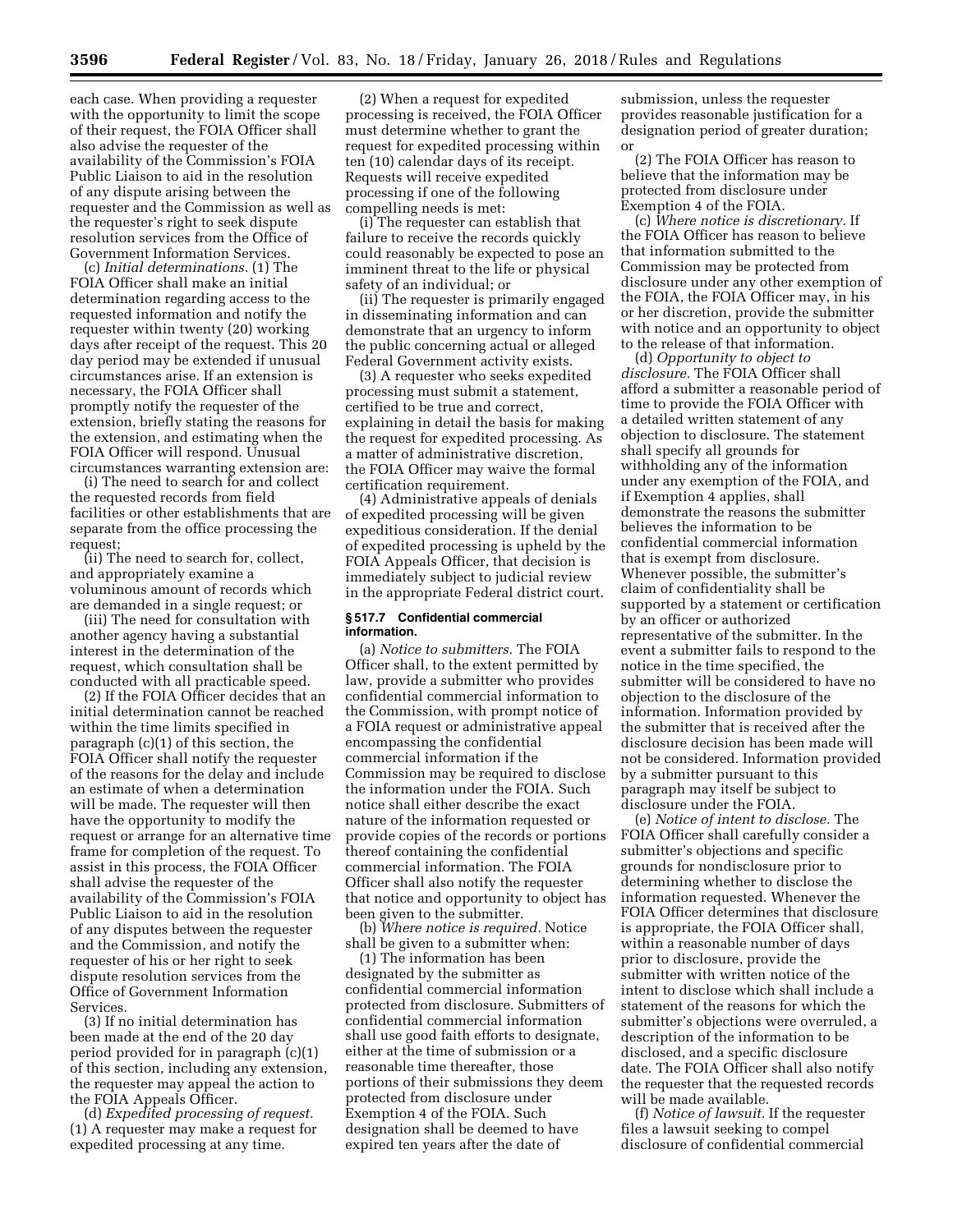each case. When providing a requester with the opportunity to limit the scope of their request, the FOIA Officer shall also advise the requester of the availability of the Commission's FOIA Public Liaison to aid in the resolution of any dispute arising between the requester and the Commission as well as the requester's right to seek dispute resolution services from the Office of Government Information Services.

(c) *Initial determinations.* (1) The FOIA Officer shall make an initial determination regarding access to the requested information and notify the requester within twenty (20) working days after receipt of the request. This 20 day period may be extended if unusual circumstances arise. If an extension is necessary, the FOIA Officer shall promptly notify the requester of the extension, briefly stating the reasons for the extension, and estimating when the FOIA Officer will respond. Unusual circumstances warranting extension are:

(i) The need to search for and collect the requested records from field facilities or other establishments that are separate from the office processing the request;

(ii) The need to search for, collect, and appropriately examine a voluminous amount of records which are demanded in a single request; or

(iii) The need for consultation with another agency having a substantial interest in the determination of the request, which consultation shall be conducted with all practicable speed.

(2) If the FOIA Officer decides that an initial determination cannot be reached within the time limits specified in paragraph (c)(1) of this section, the FOIA Officer shall notify the requester of the reasons for the delay and include an estimate of when a determination will be made. The requester will then have the opportunity to modify the request or arrange for an alternative time frame for completion of the request. To assist in this process, the FOIA Officer shall advise the requester of the availability of the Commission's FOIA Public Liaison to aid in the resolution of any disputes between the requester and the Commission, and notify the requester of his or her right to seek dispute resolution services from the Office of Government Information Services.

(3) If no initial determination has been made at the end of the 20 day period provided for in paragraph (c)(1) of this section, including any extension, the requester may appeal the action to the FOIA Appeals Officer.

(d) *Expedited processing of request.* (1) A requester may make a request for expedited processing at any time.

(2) When a request for expedited processing is received, the FOIA Officer must determine whether to grant the request for expedited processing within ten (10) calendar days of its receipt. Requests will receive expedited processing if one of the following compelling needs is met:

(i) The requester can establish that failure to receive the records quickly could reasonably be expected to pose an imminent threat to the life or physical safety of an individual; or

(ii) The requester is primarily engaged in disseminating information and can demonstrate that an urgency to inform the public concerning actual or alleged Federal Government activity exists.

(3) A requester who seeks expedited processing must submit a statement, certified to be true and correct, explaining in detail the basis for making the request for expedited processing. As a matter of administrative discretion, the FOIA Officer may waive the formal certification requirement.

(4) Administrative appeals of denials of expedited processing will be given expeditious consideration. If the denial of expedited processing is upheld by the FOIA Appeals Officer, that decision is immediately subject to judicial review in the appropriate Federal district court.

### § 517.7 Confidential commercial information.

(a) *Notice to submitters.* The FOIA Officer shall, to the extent permitted by law, provide a submitter who provides confidential commercial information to the Commission, with prompt notice of a FOIA request or administrative appeal encompassing the confidential commercial information if the Commission may be required to disclose the information under the FOIA. Such notice shall either describe the exact nature of the information requested or provide copies of the records or portions thereof containing the confidential commercial information. The FOIA Officer shall also notify the requester that notice and opportunity to object has been given to the submitter.

(b) *Where notice is required.* Notice shall be given to a submitter when:

(1) The information has been designated by the submitter as confidential commercial information protected from disclosure. Submitters of confidential commercial information shall use good faith efforts to designate, either at the time of submission or a reasonable time thereafter, those portions of their submissions they deem protected from disclosure under Exemption 4 of the FOIA. Such designation shall be deemed to have expired ten years after the date of submission, unless the requester provides reasonable justification for a designation period of greater duration; or

(2) The FOIA Officer has reason to believe that the information may be protected from disclosure under Exemption 4 of the FOIA.

(c) *Where notice is discretionary.* If the FOIA Officer has reason to believe that information submitted to the Commission may be protected from disclosure under any other exemption of the FOIA, the FOIA Officer may, in his or her discretion, provide the submitter with notice and an opportunity to object to the release of that information.

(d) *Opportunity to object to disclosure.* The FOIA Officer shall afford a submitter a reasonable period of time to provide the FOIA Officer with a detailed written statement of any objection to disclosure. The statement shall specify all grounds for withholding any of the information under any exemption of the FOIA, and if Exemption 4 applies, shall demonstrate the reasons the submitter believes the information to be confidential commercial information that is exempt from disclosure. Whenever possible, the submitter's claim of confidentiality shall be supported by a statement or certification by an officer or authorized representative of the submitter. In the event a submitter fails to respond to the notice in the time specified, the submitter will be considered to have no objection to the disclosure of the information. Information provided by the submitter that is received after the disclosure decision has been made will not be considered. Information provided by a submitter pursuant to this paragraph may itself be subject to disclosure under the FOIA.

(e) *Notice of intent to disclose.* The FOIA Officer shall carefully consider a submitter's objections and specific grounds for nondisclosure prior to determining whether to disclose the information requested. Whenever the FOIA Officer determines that disclosure is appropriate, the FOIA Officer shall, within a reasonable number of days prior to disclosure, provide the submitter with written notice of the intent to disclose which shall include a statement of the reasons for which the submitter's objections were overruled, a description of the information to be disclosed, and a specific disclosure date. The FOIA Officer shall also notify the requester that the requested records will be made available.

(f) *Notice of lawsuit.* If the requester files a lawsuit seeking to compel disclosure of confidential commercial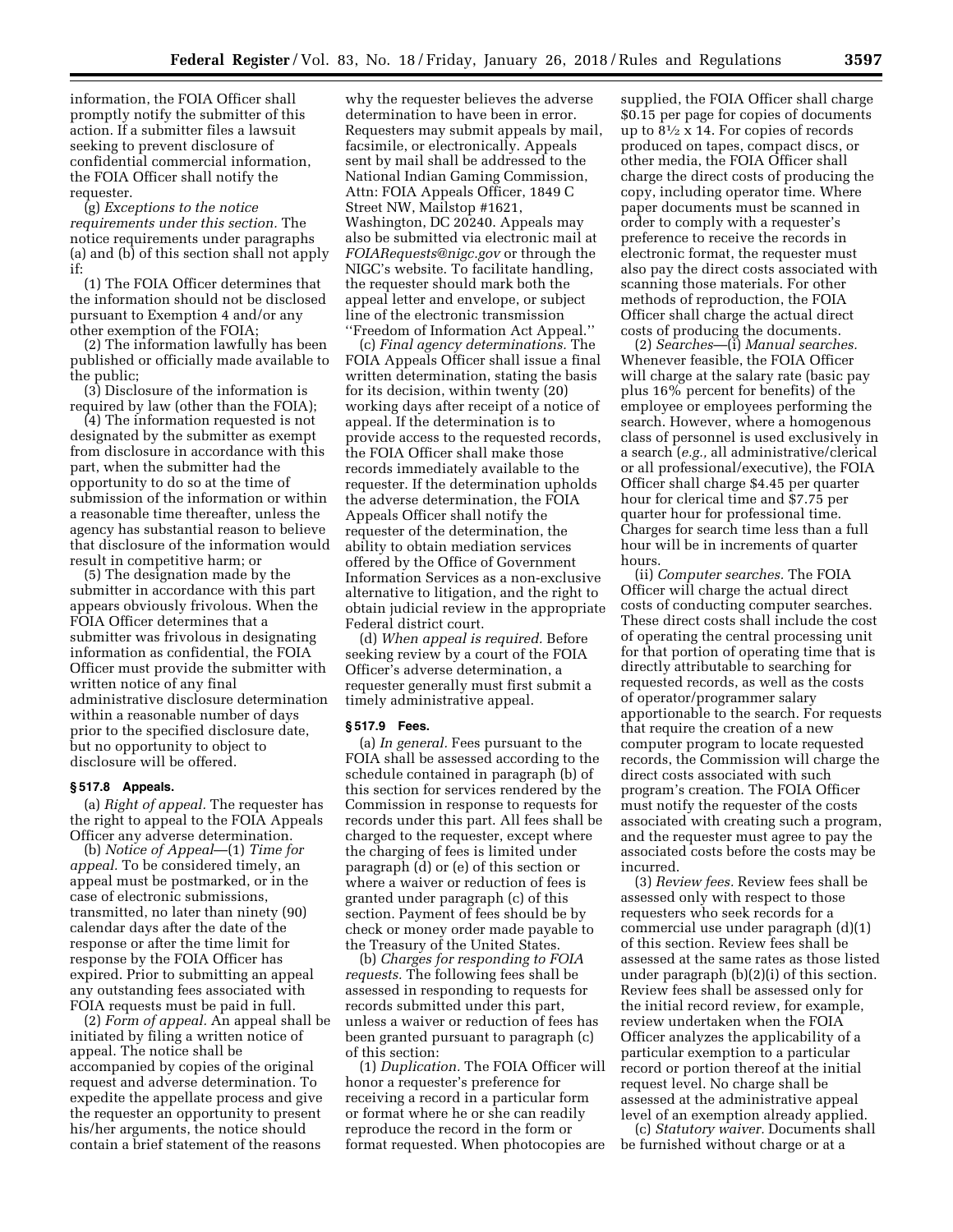information, the FOIA Officer shall promptly notify the submitter of this action. If a submitter files a lawsuit seeking to prevent disclosure of confidential commercial information, the FOIA Officer shall notify the requester.

(g) *Exceptions to the notice requirements under this section.* The notice requirements under paragraphs (a) and (b) of this section shall not apply if:

(1) The FOIA Officer determines that the information should not be disclosed pursuant to Exemption 4 and/or any other exemption of the FOIA;

(2) The information lawfully has been published or officially made available to the public;

(3) Disclosure of the information is required by law (other than the FOIA);

(4) The information requested is not designated by the submitter as exempt from disclosure in accordance with this part, when the submitter had the opportunity to do so at the time of submission of the information or within a reasonable time thereafter, unless the agency has substantial reason to believe that disclosure of the information would result in competitive harm; or

(5) The designation made by the submitter in accordance with this part appears obviously frivolous. When the FOIA Officer determines that a submitter was frivolous in designating information as confidential, the FOIA Officer must provide the submitter with written notice of any final administrative disclosure determination within a reasonable number of days prior to the specified disclosure date, but no opportunity to object to disclosure will be offered.

### § 517.8 Appeals.

(a) *Right of appeal.* The requester has the right to appeal to the FOIA Appeals Officer any adverse determination.

(b) *Notice of Appeal*—(1) *Time for appeal.* To be considered timely, an appeal must be postmarked, or in the case of electronic submissions, transmitted, no later than ninety (90) calendar days after the date of the response or after the time limit for response by the FOIA Officer has expired. Prior to submitting an appeal any outstanding fees associated with FOIA requests must be paid in full.

(2) *Form of appeal.* An appeal shall be initiated by filing a written notice of appeal. The notice shall be accompanied by copies of the original request and adverse determination. To expedite the appellate process and give the requester an opportunity to present his/her arguments, the notice should contain a brief statement of the reasons why the requester believes the adverse determination to have been in error. Requesters may submit appeals by mail, facsimile, or electronically. Appeals sent by mail shall be addressed to the National Indian Gaming Commission, Attn: FOIA Appeals Officer, 1849 C Street NW, Mailstop #1621, Washington, DC 20240. Appeals may also be submitted via electronic mail at *FOIARequests@nigc.gov* or through the NIGC's website. To facilitate handling, the requester should mark both the appeal letter and envelope, or subject line of the electronic transmission ''Freedom of Information Act Appeal.''

(c) *Final agency determinations.* The FOIA Appeals Officer shall issue a final written determination, stating the basis for its decision, within twenty (20) working days after receipt of a notice of appeal. If the determination is to provide access to the requested records, the FOIA Officer shall make those records immediately available to the requester. If the determination upholds the adverse determination, the FOIA Appeals Officer shall notify the requester of the determination, the ability to obtain mediation services offered by the Office of Government Information Services as a non-exclusive alternative to litigation, and the right to obtain judicial review in the appropriate Federal district court.

(d) *When appeal is required.* Before seeking review by a court of the FOIA Officer's adverse determination, a requester generally must first submit a timely administrative appeal.

### § 517.9 Fees.

(a) *In general.* Fees pursuant to the FOIA shall be assessed according to the schedule contained in paragraph (b) of this section for services rendered by the Commission in response to requests for records under this part. All fees shall be charged to the requester, except where the charging of fees is limited under paragraph (d) or (e) of this section or where a waiver or reduction of fees is granted under paragraph (c) of this section. Payment of fees should be by check or money order made payable to the Treasury of the United States.

(b) *Charges for responding to FOIA requests.* The following fees shall be assessed in responding to requests for records submitted under this part, unless a waiver or reduction of fees has been granted pursuant to paragraph (c) of this section:

(1) *Duplication.* The FOIA Officer will honor a requester's preference for receiving a record in a particular form or format where he or she can readily reproduce the record in the form or format requested. When photocopies are supplied, the FOIA Officer shall charge $0.15 per page for copies of documents up to 8½ x 14. For copies of records produced on tapes, compact discs, or other media, the FOIA Officer shall charge the direct costs of producing the copy, including operator time. Where paper documents must be scanned in order to comply with a requester's preference to receive the records in electronic format, the requester must also pay the direct costs associated with scanning those materials. For other methods of reproduction, the FOIA Officer shall charge the actual direct costs of producing the documents.

(2) *Searches*—(i) *Manual searches.* Whenever feasible, the FOIA Officer will charge at the salary rate (basic pay plus 16% percent for benefits) of the employee or employees performing the search. However, where a homogenous class of personnel is used exclusively in a search (*e.g.,* all administrative/clerical or all professional/executive), the FOIA Officer shall charge $4.45 per quarter hour for clerical time and $7.75 per quarter hour for professional time. Charges for search time less than a full hour will be in increments of quarter hours.

(ii) *Computer searches.* The FOIA Officer will charge the actual direct costs of conducting computer searches. These direct costs shall include the cost of operating the central processing unit for that portion of operating time that is directly attributable to searching for requested records, as well as the costs of operator/programmer salary apportionable to the search. For requests that require the creation of a new computer program to locate requested records, the Commission will charge the direct costs associated with such program's creation. The FOIA Officer must notify the requester of the costs associated with creating such a program, and the requester must agree to pay the associated costs before the costs may be incurred.

(3) *Review fees.* Review fees shall be assessed only with respect to those requesters who seek records for a commercial use under paragraph (d)(1) of this section. Review fees shall be assessed at the same rates as those listed under paragraph (b)(2)(i) of this section. Review fees shall be assessed only for the initial record review, for example, review undertaken when the FOIA Officer analyzes the applicability of a particular exemption to a particular record or portion thereof at the initial request level. No charge shall be assessed at the administrative appeal level of an exemption already applied.

(c) *Statutory waiver.* Documents shall be furnished without charge or at a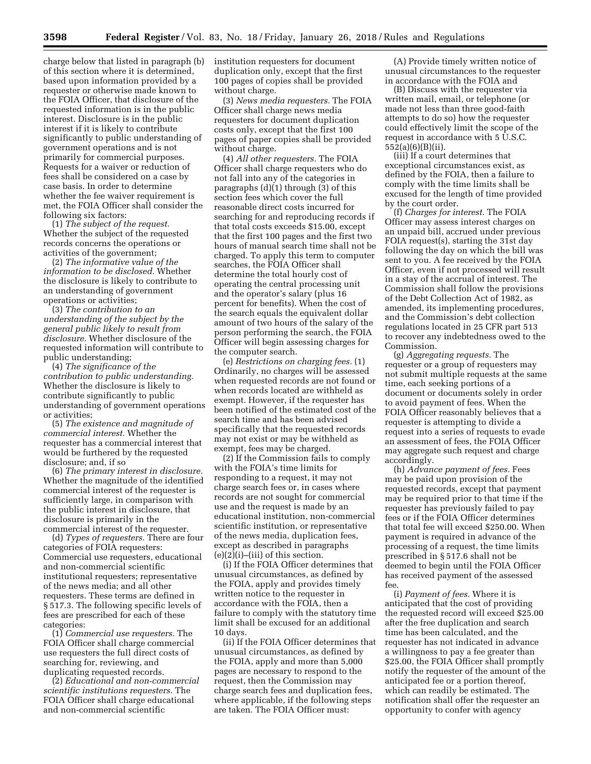charge below that listed in paragraph (b) of this section where it is determined, based upon information provided by a requester or otherwise made known to the FOIA Officer, that disclosure of the requested information is in the public interest. Disclosure is in the public interest if it is likely to contribute significantly to public understanding of government operations and is not primarily for commercial purposes. Requests for a waiver or reduction of fees shall be considered on a case by case basis. In order to determine whether the fee waiver requirement is met, the FOIA Officer shall consider the following six factors:

(1) *The subject of the request.* Whether the subject of the requested records concerns the operations or activities of the government;

(2) *The informative value of the information to be disclosed.* Whether the disclosure is likely to contribute to an understanding of government operations or activities;

(3) *The contribution to an understanding of the subject by the general public likely to result from disclosure.* Whether disclosure of the requested information will contribute to public understanding;

(4) *The significance of the contribution to public understanding.* Whether the disclosure is likely to contribute significantly to public understanding of government operations or activities;

(5) *The existence and magnitude of commercial interest.* Whether the requester has a commercial interest that would be furthered by the requested disclosure; and, if so

(6) *The primary interest in disclosure.* Whether the magnitude of the identified commercial interest of the requester is sufficiently large, in comparison with the public interest in disclosure, that disclosure is primarily in the commercial interest of the requester.

(d) *Types of requesters.* There are four categories of FOIA requesters: Commercial use requesters, educational and non-commercial scientific institutional requesters; representative of the news media; and all other requesters. These terms are defined in § 517.3. The following specific levels of fees are prescribed for each of these categories:

(1) *Commercial use requesters.* The FOIA Officer shall charge commercial use requesters the full direct costs of searching for, reviewing, and duplicating requested records.

(2) *Educational and non-commercial scientific institutions requesters.* The FOIA Officer shall charge educational and non-commercial scientific institution requesters for document duplication only, except that the first 100 pages of copies shall be provided without charge.

(3) *News media requesters.* The FOIA Officer shall charge news media requesters for document duplication costs only, except that the first 100 pages of paper copies shall be provided without charge.

(4) *All other requesters.* The FOIA Officer shall charge requesters who do not fall into any of the categories in paragraphs (d)(1) through (3) of this section fees which cover the full reasonable direct costs incurred for searching for and reproducing records if that total costs exceeds $15.00, except that the first 100 pages and the first two hours of manual search time shall not be charged. To apply this term to computer searches, the FOIA Officer shall determine the total hourly cost of operating the central processing unit and the operator's salary (plus 16 percent for benefits). When the cost of the search equals the equivalent dollar amount of two hours of the salary of the person performing the search, the FOIA Officer will begin assessing charges for the computer search.

(e) *Restrictions on charging fees.* (1) Ordinarily, no charges will be assessed when requested records are not found or when records located are withheld as exempt. However, if the requester has been notified of the estimated cost of the search time and has been advised specifically that the requested records may not exist or may be withheld as exempt, fees may be charged.

(2) If the Commission fails to comply with the FOIA's time limits for responding to a request, it may not charge search fees or, in cases where records are not sought for commercial use and the request is made by an educational institution, non-commercial scientific institution, or representative of the news media, duplication fees, except as described in paragraphs (e)(2)(i)–(iii) of this section.

(i) If the FOIA Officer determines that unusual circumstances, as defined by the FOIA, apply and provides timely written notice to the requester in accordance with the FOIA, then a failure to comply with the statutory time limit shall be excused for an additional 10 days.

(ii) If the FOIA Officer determines that unusual circumstances, as defined by the FOIA, apply and more than 5,000 pages are necessary to respond to the request, then the Commission may charge search fees and duplication fees, where applicable, if the following steps are taken. The FOIA Officer must:

(A) Provide timely written notice of unusual circumstances to the requester in accordance with the FOIA and

(B) Discuss with the requester via written mail, email, or telephone (or made not less than three good-faith attempts to do so) how the requester could effectively limit the scope of the request in accordance with 5 U.S.C. 552(a)(6)(B)(ii).

(iii) If a court determines that exceptional circumstances exist, as defined by the FOIA, then a failure to comply with the time limits shall be excused for the length of time provided by the court order.

(f) *Charges for interest.* The FOIA Officer may assess interest charges on an unpaid bill, accrued under previous FOIA request(s), starting the 31st day following the day on which the bill was sent to you. A fee received by the FOIA Officer, even if not processed will result in a stay of the accrual of interest. The Commission shall follow the provisions of the Debt Collection Act of 1982, as amended, its implementing procedures, and the Commission's debt collection regulations located in 25 CFR part 513 to recover any indebtedness owed to the Commission.

(g) *Aggregating requests.* The requester or a group of requesters may not submit multiple requests at the same time, each seeking portions of a document or documents solely in order to avoid payment of fees. When the FOIA Officer reasonably believes that a requester is attempting to divide a request into a series of requests to evade an assessment of fees, the FOIA Officer may aggregate such request and charge accordingly.

(h) *Advance payment of fees.* Fees may be paid upon provision of the requested records, except that payment may be required prior to that time if the requester has previously failed to pay fees or if the FOIA Officer determines that total fee will exceed $250.00. When payment is required in advance of the processing of a request, the time limits prescribed in § 517.6 shall not be deemed to begin until the FOIA Officer has received payment of the assessed fee.

(i) *Payment of fees.* Where it is anticipated that the cost of providing the requested record will exceed $25.00 after the free duplication and search time has been calculated, and the requester has not indicated in advance a willingness to pay a fee greater than $25.00, the FOIA Officer shall promptly notify the requester of the amount of the anticipated fee or a portion thereof, which can readily be estimated. The notification shall offer the requester an opportunity to confer with agency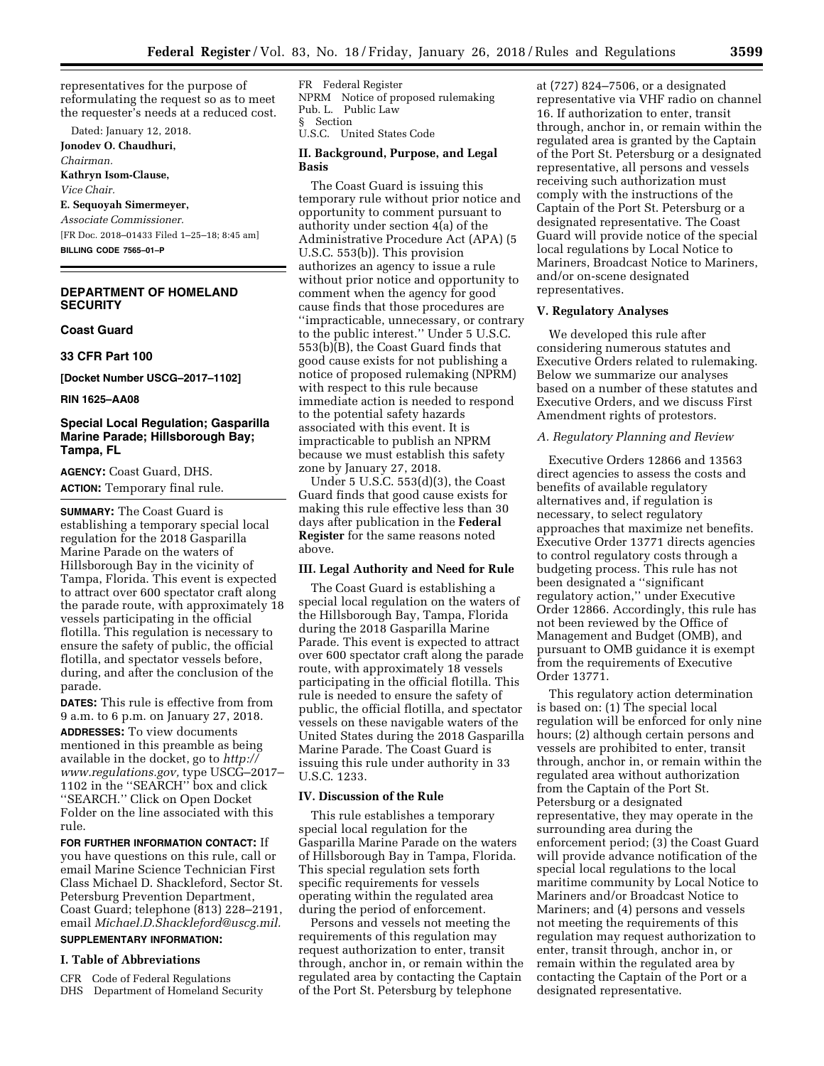representatives for the purpose of reformulating the request so as to meet the requester's needs at a reduced cost.

Dated: January 12, 2018.

**Jonodev O. Chaudhuri,**

*Chairman.*

**Kathryn Isom-Clause,**

*Vice Chair.*

**E. Sequoyah Simermeyer,**

*Associate Commissioner.*

[FR Doc. 2018–01433 Filed 1–25–18; 8:45 am]

**BILLING CODE 7565–01–P**

## DEPARTMENT OF HOMELAND SECURITY

### Coast Guard

### 33 CFR Part 100

**[Docket Number USCG–2017–1102]**

**RIN 1625–AA08**

### Special Local Regulation; Gasparilla Marine Parade; Hillsborough Bay; Tampa, FL

**AGENCY:** Coast Guard, DHS.

**ACTION:** Temporary final rule.

**SUMMARY:** The Coast Guard is establishing a temporary special local regulation for the 2018 Gasparilla Marine Parade on the waters of Hillsborough Bay in the vicinity of Tampa, Florida. This event is expected to attract over 600 spectator craft along the parade route, with approximately 18 vessels participating in the official flotilla. This regulation is necessary to ensure the safety of public, the official flotilla, and spectator vessels before, during, and after the conclusion of the parade.

**DATES:** This rule is effective from from 9 a.m. to 6 p.m. on January 27, 2018.

**ADDRESSES:** To view documents mentioned in this preamble as being available in the docket, go to *http://www.regulations.gov,* type USCG–2017–1102 in the "SEARCH" box and click "SEARCH." Click on Open Docket Folder on the line associated with this rule.

**FOR FURTHER INFORMATION CONTACT:** If you have questions on this rule, call or email Marine Science Technician First Class Michael D. Shackleford, Sector St. Petersburg Prevention Department, Coast Guard; telephone (813) 228–2191, email *Michael.D.Shackleford@uscg.mil.*

**SUPPLEMENTARY INFORMATION:**

#### I. Table of Abbreviations

CFR Code of Federal Regulations
DHS Department of Homeland Security
FR Federal Register
NPRM Notice of proposed rulemaking
Pub. L. Public Law
§ Section
U.S.C. United States Code

#### II. Background, Purpose, and Legal Basis

The Coast Guard is issuing this temporary rule without prior notice and opportunity to comment pursuant to authority under section 4(a) of the Administrative Procedure Act (APA) (5 U.S.C. 553(b)). This provision authorizes an agency to issue a rule without prior notice and opportunity to comment when the agency for good cause finds that those procedures are "impracticable, unnecessary, or contrary to the public interest." Under 5 U.S.C. 553(b)(B), the Coast Guard finds that good cause exists for not publishing a notice of proposed rulemaking (NPRM) with respect to this rule because immediate action is needed to respond to the potential safety hazards associated with this event. It is impracticable to publish an NPRM because we must establish this safety zone by January 27, 2018.

Under 5 U.S.C. 553(d)(3), the Coast Guard finds that good cause exists for making this rule effective less than 30 days after publication in the **Federal Register** for the same reasons noted above.

#### III. Legal Authority and Need for Rule

The Coast Guard is establishing a special local regulation on the waters of the Hillsborough Bay, Tampa, Florida during the 2018 Gasparilla Marine Parade. This event is expected to attract over 600 spectator craft along the parade route, with approximately 18 vessels participating in the official flotilla. This rule is needed to ensure the safety of public, the official flotilla, and spectator vessels on these navigable waters of the United States during the 2018 Gasparilla Marine Parade. The Coast Guard is issuing this rule under authority in 33 U.S.C. 1233.

#### IV. Discussion of the Rule

This rule establishes a temporary special local regulation for the Gasparilla Marine Parade on the waters of Hillsborough Bay in Tampa, Florida. This special regulation sets forth specific requirements for vessels operating within the regulated area during the period of enforcement.

Persons and vessels not meeting the requirements of this regulation may request authorization to enter, transit through, anchor in, or remain within the regulated area by contacting the Captain of the Port St. Petersburg by telephone at (727) 824–7506, or a designated representative via VHF radio on channel 16. If authorization to enter, transit through, anchor in, or remain within the regulated area is granted by the Captain of the Port St. Petersburg or a designated representative, all persons and vessels receiving such authorization must comply with the instructions of the Captain of the Port St. Petersburg or a designated representative. The Coast Guard will provide notice of the special local regulations by Local Notice to Mariners, Broadcast Notice to Mariners, and/or on-scene designated representatives.

#### V. Regulatory Analyses

We developed this rule after considering numerous statutes and Executive Orders related to rulemaking. Below we summarize our analyses based on a number of these statutes and Executive Orders, and we discuss First Amendment rights of protestors.

##### *A. Regulatory Planning and Review*

Executive Orders 12866 and 13563 direct agencies to assess the costs and benefits of available regulatory alternatives and, if regulation is necessary, to select regulatory approaches that maximize net benefits. Executive Order 13771 directs agencies to control regulatory costs through a budgeting process. This rule has not been designated a "significant regulatory action," under Executive Order 12866. Accordingly, this rule has not been reviewed by the Office of Management and Budget (OMB), and pursuant to OMB guidance it is exempt from the requirements of Executive Order 13771.

This regulatory action determination is based on: (1) The special local regulation will be enforced for only nine hours; (2) although certain persons and vessels are prohibited to enter, transit through, anchor in, or remain within the regulated area without authorization from the Captain of the Port St. Petersburg or a designated representative, they may operate in the surrounding area during the enforcement period; (3) the Coast Guard will provide advance notification of the special local regulations to the local maritime community by Local Notice to Mariners and/or Broadcast Notice to Mariners; and (4) persons and vessels not meeting the requirements of this regulation may request authorization to enter, transit through, anchor in, or remain within the regulated area by contacting the Captain of the Port or a designated representative.